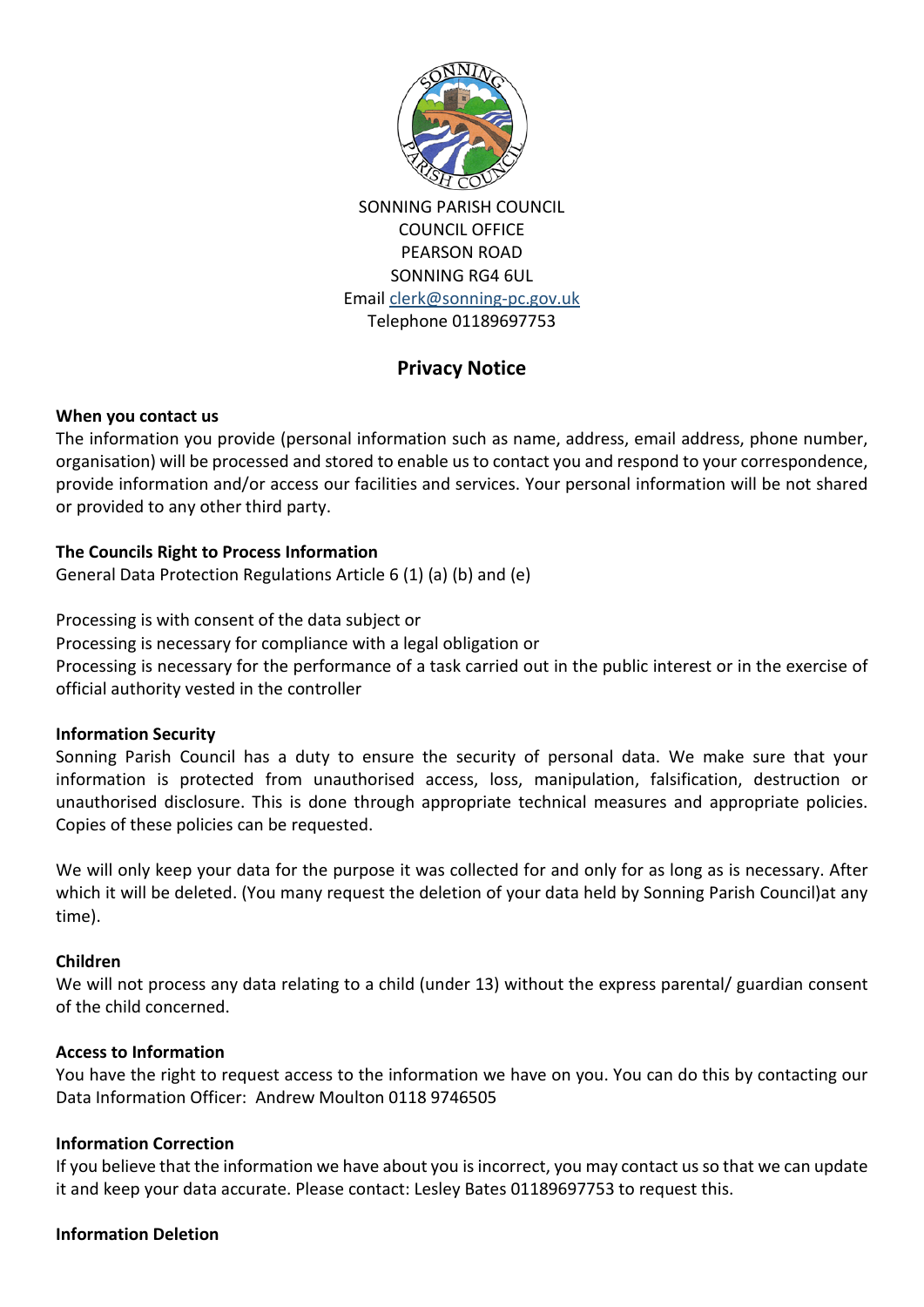SONNING PARISH COUNCIL
COUNCIL OFFICE
PEARSON ROAD
SONNING RG4 6UL
Email clerk@sonning-pc.gov.uk
Telephone 01189697753

# Privacy Notice

**When you contact us**

The information you provide (personal information such as name, address, email address, phone number, organisation) will be processed and stored to enable us to contact you and respond to your correspondence, provide information and/or access our facilities and services. Your personal information will be not shared or provided to any other third party.

**The Councils Right to Process Information**

General Data Protection Regulations Article 6 (1) (a) (b) and (e)

Processing is with consent of the data subject or
Processing is necessary for compliance with a legal obligation or
Processing is necessary for the performance of a task carried out in the public interest or in the exercise of official authority vested in the controller

**Information Security**

Sonning Parish Council has a duty to ensure the security of personal data. We make sure that your information is protected from unauthorised access, loss, manipulation, falsification, destruction or unauthorised disclosure. This is done through appropriate technical measures and appropriate policies. Copies of these policies can be requested.

We will only keep your data for the purpose it was collected for and only for as long as is necessary. After which it will be deleted. (You many request the deletion of your data held by Sonning Parish Council)at any time).

**Children**

We will not process any data relating to a child (under 13) without the express parental/ guardian consent of the child concerned.

**Access to Information**

You have the right to request access to the information we have on you. You can do this by contacting our Data Information Officer: Andrew Moulton 0118 9746505

**Information Correction**

If you believe that the information we have about you is incorrect, you may contact us so that we can update it and keep your data accurate. Please contact: Lesley Bates 01189697753 to request this.

**Information Deletion**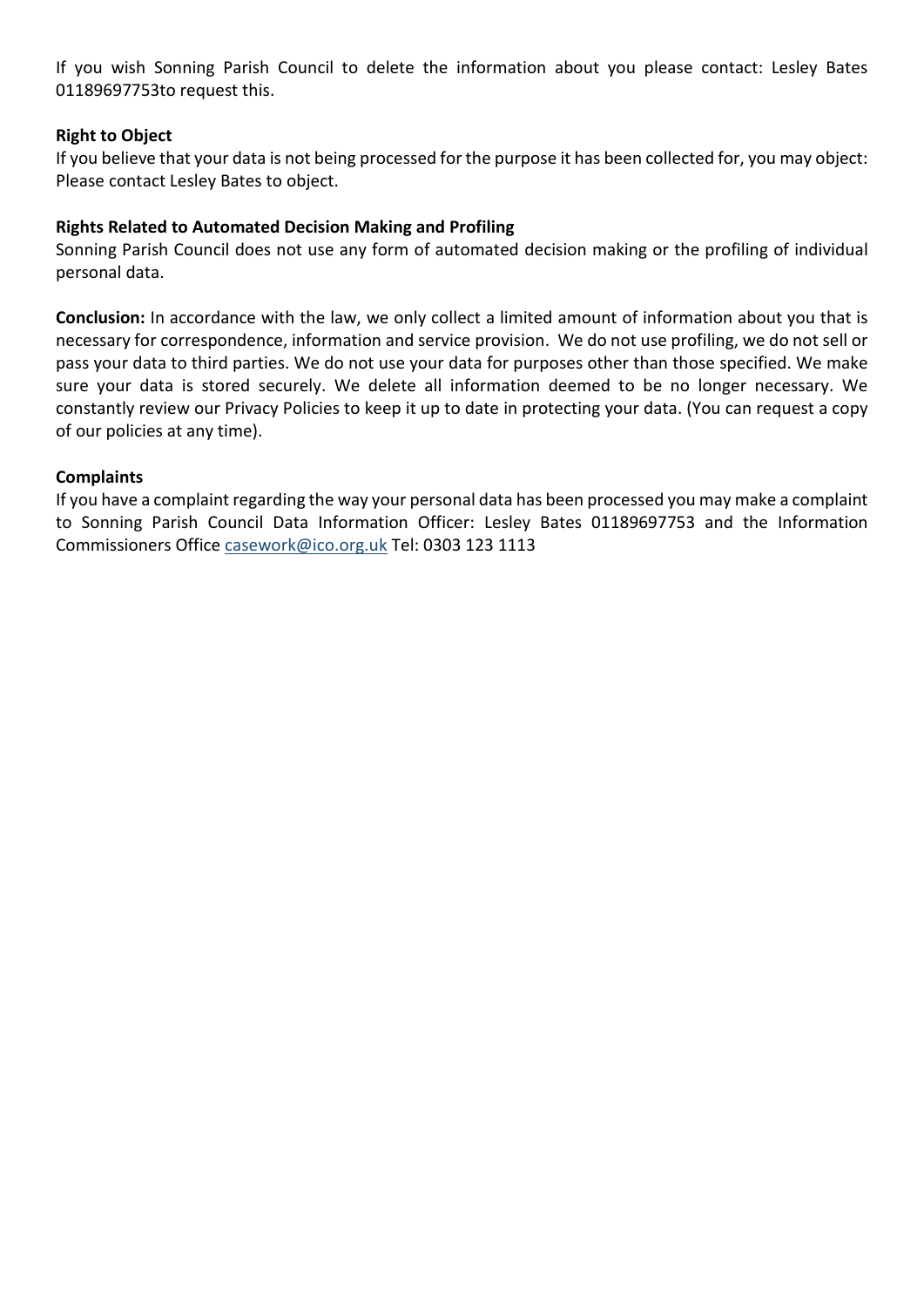If you wish Sonning Parish Council to delete the information about you please contact: Lesley Bates 01189697753to request this.

**Right to Object**

If you believe that your data is not being processed for the purpose it has been collected for, you may object: Please contact Lesley Bates to object.

**Rights Related to Automated Decision Making and Profiling**

Sonning Parish Council does not use any form of automated decision making or the profiling of individual personal data.

**Conclusion:** In accordance with the law, we only collect a limited amount of information about you that is necessary for correspondence, information and service provision. We do not use profiling, we do not sell or pass your data to third parties. We do not use your data for purposes other than those specified. We make sure your data is stored securely. We delete all information deemed to be no longer necessary. We constantly review our Privacy Policies to keep it up to date in protecting your data. (You can request a copy of our policies at any time).

**Complaints**

If you have a complaint regarding the way your personal data has been processed you may make a complaint to Sonning Parish Council Data Information Officer: Lesley Bates 01189697753 and the Information Commissioners Office casework@ico.org.uk Tel: 0303 123 1113